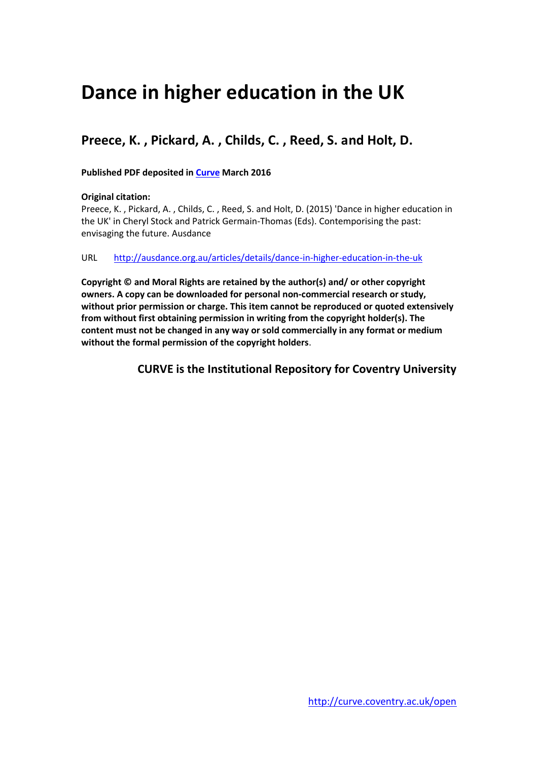# Dance in higher education in the UK

## Preece, K. , Pickard, A. , Childs, C. , Reed, S. and Holt, D.

**Published PDF deposited in [Curve](http://curve.coventry.ac.uk/open) March 2016**

**Original citation:**
Preece, K. , Pickard, A. , Childs, C. , Reed, S. and Holt, D. (2015) 'Dance in higher education in the UK' in Cheryl Stock and Patrick Germain-Thomas (Eds). Contemporising the past: envisaging the future. Ausdance

URL http://ausdance.org.au/articles/details/dance-in-higher-education-in-the-uk

**Copyright © and Moral Rights are retained by the author(s) and/ or other copyright owners. A copy can be downloaded for personal non-commercial research or study, without prior permission or charge. This item cannot be reproduced or quoted extensively from without first obtaining permission in writing from the copyright holder(s). The content must not be changed in any way or sold commercially in any format or medium without the formal permission of the copyright holders**.

**CURVE is the Institutional Repository for Coventry University**

http://curve.coventry.ac.uk/open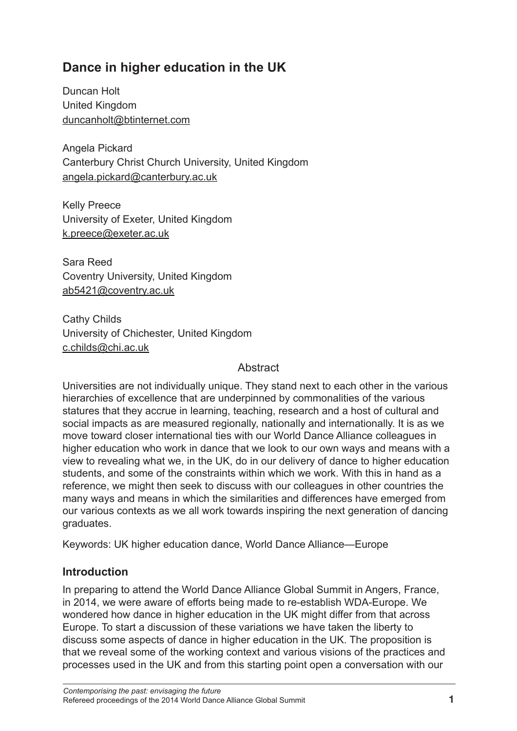# Dance in higher education in the UK

Duncan Holt
United Kingdom
duncanholt@btinternet.com

Angela Pickard
Canterbury Christ Church University, United Kingdom
angela.pickard@canterbury.ac.uk

Kelly Preece
University of Exeter, United Kingdom
k.preece@exeter.ac.uk

Sara Reed
Coventry University, United Kingdom
ab5421@coventry.ac.uk

Cathy Childs
University of Chichester, United Kingdom
c.childs@chi.ac.uk

## Abstract

Universities are not individually unique. They stand next to each other in the various hierarchies of excellence that are underpinned by commonalities of the various statures that they accrue in learning, teaching, research and a host of cultural and social impacts as are measured regionally, nationally and internationally. It is as we move toward closer international ties with our World Dance Alliance colleagues in higher education who work in dance that we look to our own ways and means with a view to revealing what we, in the UK, do in our delivery of dance to higher education students, and some of the constraints within which we work. With this in hand as a reference, we might then seek to discuss with our colleagues in other countries the many ways and means in which the similarities and differences have emerged from our various contexts as we all work towards inspiring the next generation of dancing graduates.

Keywords: UK higher education dance, World Dance Alliance—Europe

## Introduction

In preparing to attend the World Dance Alliance Global Summit in Angers, France, in 2014, we were aware of efforts being made to re-establish WDA-Europe. We wondered how dance in higher education in the UK might differ from that across Europe. To start a discussion of these variations we have taken the liberty to discuss some aspects of dance in higher education in the UK. The proposition is that we reveal some of the working context and various visions of the practices and processes used in the UK and from this starting point open a conversation with our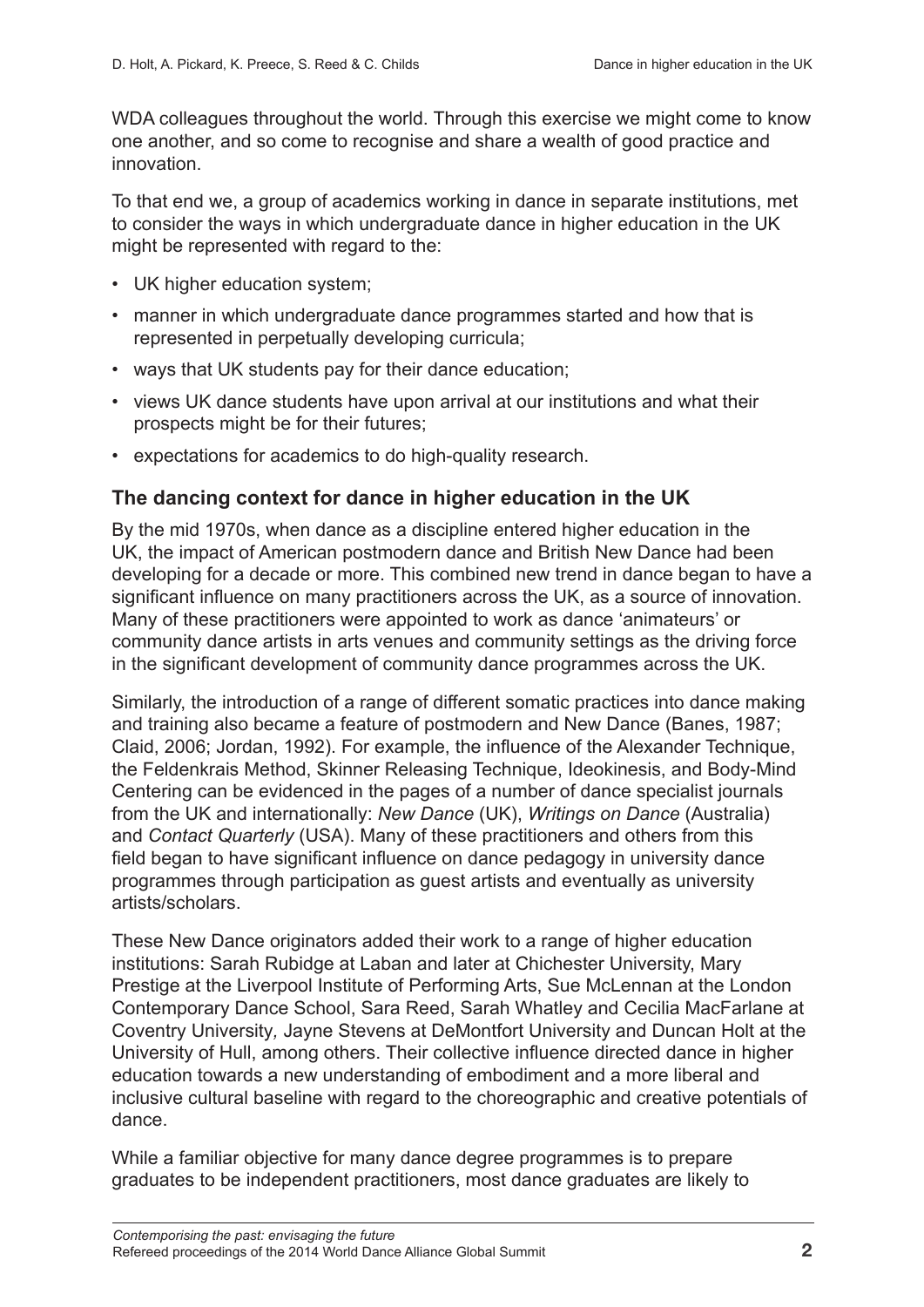WDA colleagues throughout the world. Through this exercise we might come to know one another, and so come to recognise and share a wealth of good practice and innovation.

To that end we, a group of academics working in dance in separate institutions, met to consider the ways in which undergraduate dance in higher education in the UK might be represented with regard to the:

- UK higher education system;
- manner in which undergraduate dance programmes started and how that is represented in perpetually developing curricula;
- ways that UK students pay for their dance education;
- views UK dance students have upon arrival at our institutions and what their prospects might be for their futures;
- expectations for academics to do high-quality research.

## The dancing context for dance in higher education in the UK

By the mid 1970s, when dance as a discipline entered higher education in the UK, the impact of American postmodern dance and British New Dance had been developing for a decade or more. This combined new trend in dance began to have a significant influence on many practitioners across the UK, as a source of innovation. Many of these practitioners were appointed to work as dance 'animateurs' or community dance artists in arts venues and community settings as the driving force in the significant development of community dance programmes across the UK.

Similarly, the introduction of a range of different somatic practices into dance making and training also became a feature of postmodern and New Dance (Banes, 1987; Claid, 2006; Jordan, 1992). For example, the influence of the Alexander Technique, the Feldenkrais Method, Skinner Releasing Technique, Ideokinesis, and Body-Mind Centering can be evidenced in the pages of a number of dance specialist journals from the UK and internationally: *New Dance* (UK), *Writings on Dance* (Australia) and *Contact Quarterly* (USA). Many of these practitioners and others from this field began to have significant influence on dance pedagogy in university dance programmes through participation as guest artists and eventually as university artists/scholars.

These New Dance originators added their work to a range of higher education institutions: Sarah Rubidge at Laban and later at Chichester University, Mary Prestige at the Liverpool Institute of Performing Arts, Sue McLennan at the London Contemporary Dance School, Sara Reed, Sarah Whatley and Cecilia MacFarlane at Coventry University, Jayne Stevens at DeMontfort University and Duncan Holt at the University of Hull, among others. Their collective influence directed dance in higher education towards a new understanding of embodiment and a more liberal and inclusive cultural baseline with regard to the choreographic and creative potentials of dance.

While a familiar objective for many dance degree programmes is to prepare graduates to be independent practitioners, most dance graduates are likely to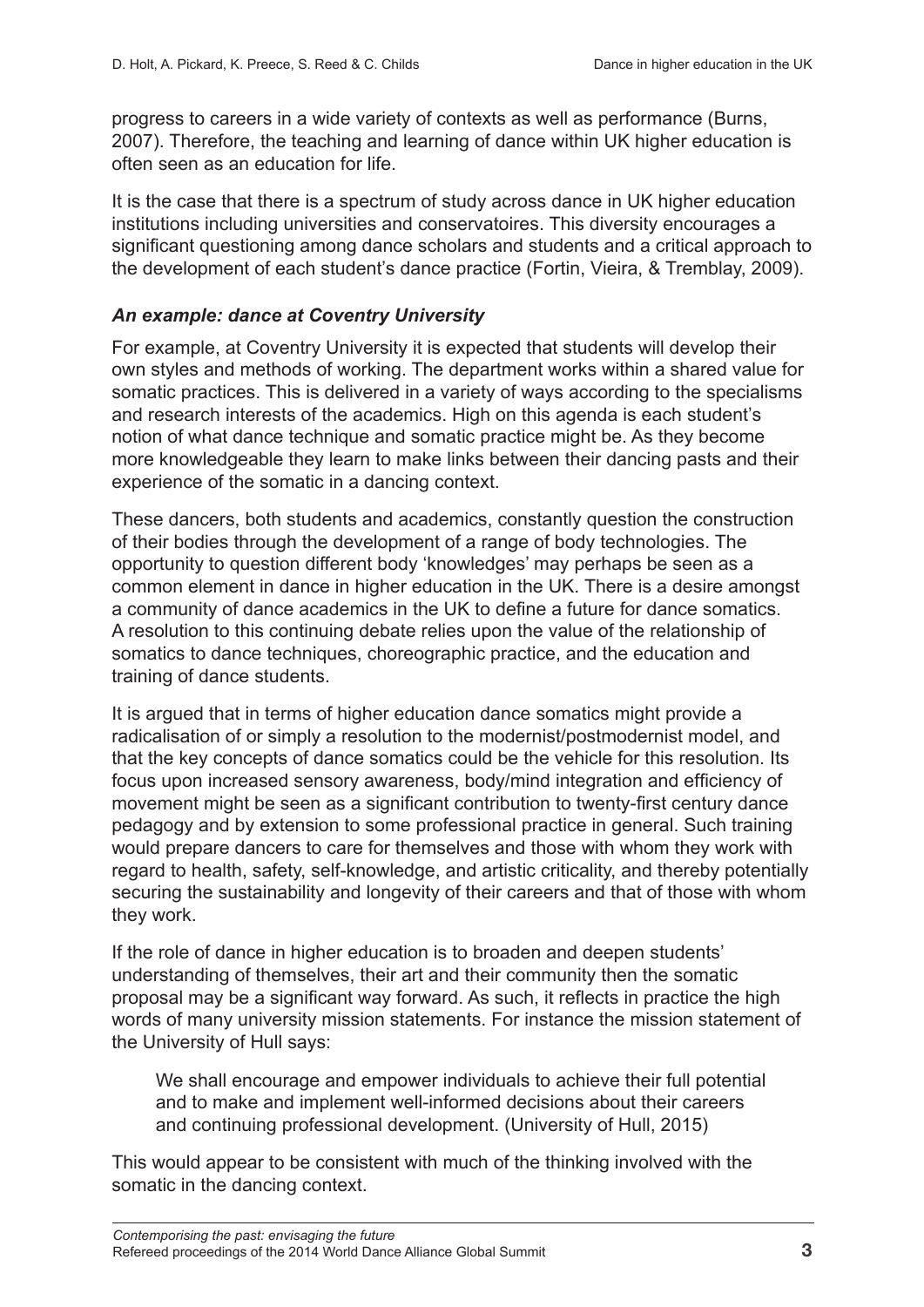progress to careers in a wide variety of contexts as well as performance (Burns, 2007). Therefore, the teaching and learning of dance within UK higher education is often seen as an education for life.

It is the case that there is a spectrum of study across dance in UK higher education institutions including universities and conservatoires. This diversity encourages a significant questioning among dance scholars and students and a critical approach to the development of each student's dance practice (Fortin, Vieira, & Tremblay, 2009).

### *An example: dance at Coventry University*

For example, at Coventry University it is expected that students will develop their own styles and methods of working. The department works within a shared value for somatic practices. This is delivered in a variety of ways according to the specialisms and research interests of the academics. High on this agenda is each student's notion of what dance technique and somatic practice might be. As they become more knowledgeable they learn to make links between their dancing pasts and their experience of the somatic in a dancing context.

These dancers, both students and academics, constantly question the construction of their bodies through the development of a range of body technologies. The opportunity to question different body 'knowledges' may perhaps be seen as a common element in dance in higher education in the UK. There is a desire amongst a community of dance academics in the UK to define a future for dance somatics. A resolution to this continuing debate relies upon the value of the relationship of somatics to dance techniques, choreographic practice, and the education and training of dance students.

It is argued that in terms of higher education dance somatics might provide a radicalisation of or simply a resolution to the modernist/postmodernist model, and that the key concepts of dance somatics could be the vehicle for this resolution. Its focus upon increased sensory awareness, body/mind integration and efficiency of movement might be seen as a significant contribution to twenty-first century dance pedagogy and by extension to some professional practice in general. Such training would prepare dancers to care for themselves and those with whom they work with regard to health, safety, self-knowledge, and artistic criticality, and thereby potentially securing the sustainability and longevity of their careers and that of those with whom they work.

If the role of dance in higher education is to broaden and deepen students' understanding of themselves, their art and their community then the somatic proposal may be a significant way forward. As such, it reflects in practice the high words of many university mission statements. For instance the mission statement of the University of Hull says:

> We shall encourage and empower individuals to achieve their full potential and to make and implement well-informed decisions about their careers and continuing professional development. (University of Hull, 2015)

This would appear to be consistent with much of the thinking involved with the somatic in the dancing context.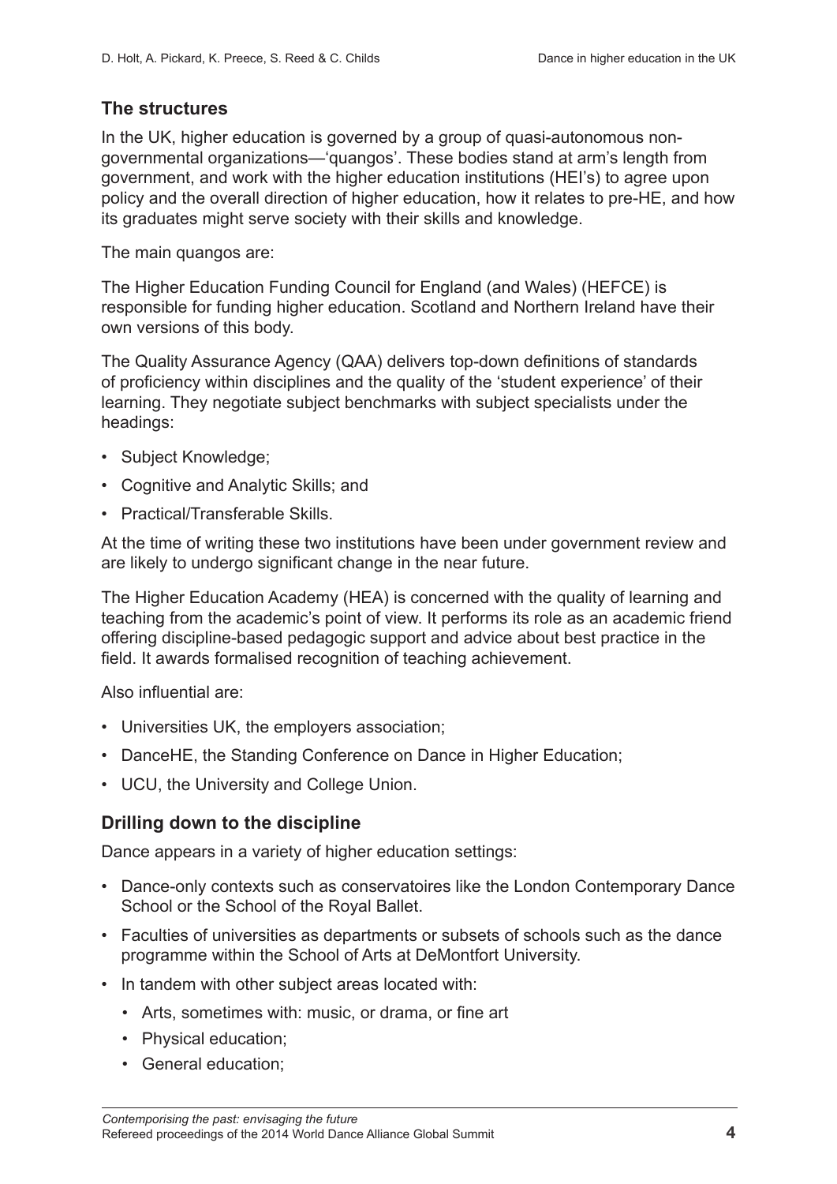## The structures

In the UK, higher education is governed by a group of quasi-autonomous non-governmental organizations—'quangos'. These bodies stand at arm's length from government, and work with the higher education institutions (HEI's) to agree upon policy and the overall direction of higher education, how it relates to pre-HE, and how its graduates might serve society with their skills and knowledge.

The main quangos are:

The Higher Education Funding Council for England (and Wales) (HEFCE) is responsible for funding higher education. Scotland and Northern Ireland have their own versions of this body.

The Quality Assurance Agency (QAA) delivers top-down definitions of standards of proficiency within disciplines and the quality of the 'student experience' of their learning. They negotiate subject benchmarks with subject specialists under the headings:

- Subject Knowledge;
- Cognitive and Analytic Skills; and
- Practical/Transferable Skills.

At the time of writing these two institutions have been under government review and are likely to undergo significant change in the near future.

The Higher Education Academy (HEA) is concerned with the quality of learning and teaching from the academic's point of view. It performs its role as an academic friend offering discipline-based pedagogic support and advice about best practice in the field. It awards formalised recognition of teaching achievement.

Also influential are:

- Universities UK, the employers association;
- DanceHE, the Standing Conference on Dance in Higher Education;
- UCU, the University and College Union.

## Drilling down to the discipline

Dance appears in a variety of higher education settings:

- Dance-only contexts such as conservatoires like the London Contemporary Dance School or the School of the Royal Ballet.
- Faculties of universities as departments or subsets of schools such as the dance programme within the School of Arts at DeMontfort University.
- In tandem with other subject areas located with:
  - Arts, sometimes with: music, or drama, or fine art
  - Physical education;
  - General education;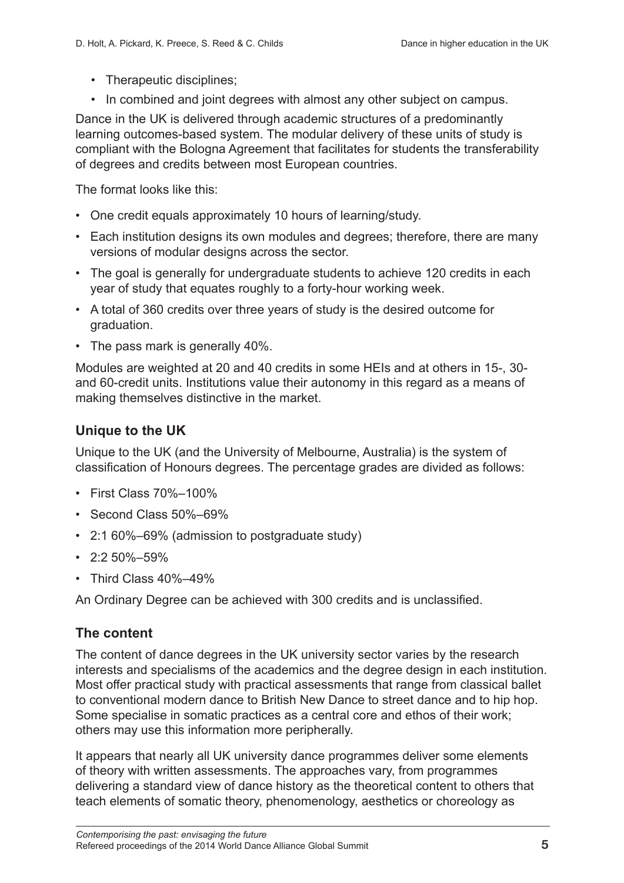- Therapeutic disciplines;
- In combined and joint degrees with almost any other subject on campus.

Dance in the UK is delivered through academic structures of a predominantly learning outcomes-based system. The modular delivery of these units of study is compliant with the Bologna Agreement that facilitates for students the transferability of degrees and credits between most European countries.

The format looks like this:

- One credit equals approximately 10 hours of learning/study.
- Each institution designs its own modules and degrees; therefore, there are many versions of modular designs across the sector.
- The goal is generally for undergraduate students to achieve 120 credits in each year of study that equates roughly to a forty-hour working week.
- A total of 360 credits over three years of study is the desired outcome for graduation.
- The pass mark is generally 40%.

Modules are weighted at 20 and 40 credits in some HEIs and at others in 15-, 30- and 60-credit units. Institutions value their autonomy in this regard as a means of making themselves distinctive in the market.

## Unique to the UK

Unique to the UK (and the University of Melbourne, Australia) is the system of classification of Honours degrees. The percentage grades are divided as follows:

- First Class 70%–100%
- Second Class 50%–69%
- 2:1 60%–69% (admission to postgraduate study)
- 2:2 50%–59%
- Third Class 40%–49%

An Ordinary Degree can be achieved with 300 credits and is unclassified.

## The content

The content of dance degrees in the UK university sector varies by the research interests and specialisms of the academics and the degree design in each institution. Most offer practical study with practical assessments that range from classical ballet to conventional modern dance to British New Dance to street dance and to hip hop. Some specialise in somatic practices as a central core and ethos of their work; others may use this information more peripherally.

It appears that nearly all UK university dance programmes deliver some elements of theory with written assessments. The approaches vary, from programmes delivering a standard view of dance history as the theoretical content to others that teach elements of somatic theory, phenomenology, aesthetics or choreology as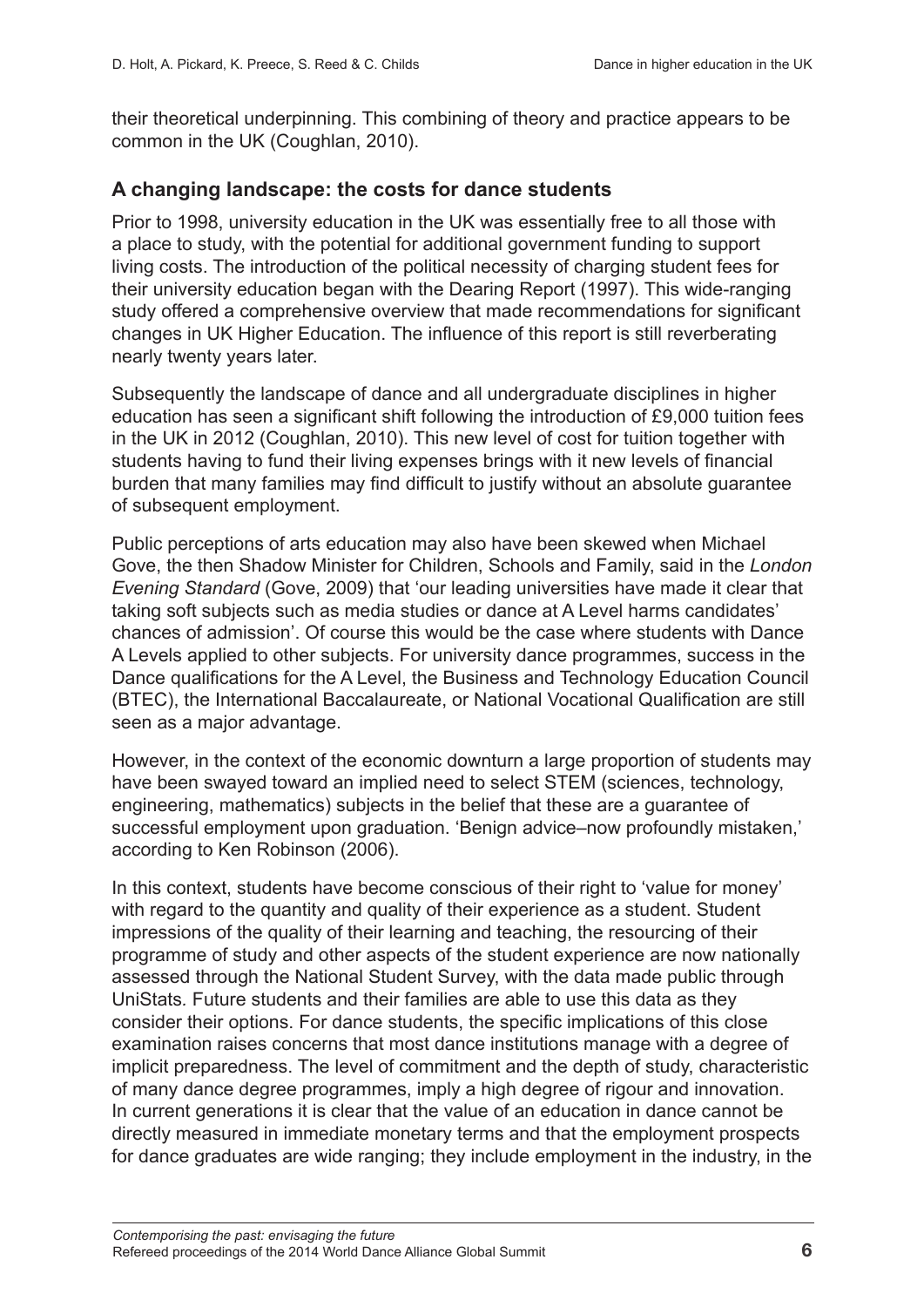their theoretical underpinning. This combining of theory and practice appears to be common in the UK (Coughlan, 2010).

### A changing landscape: the costs for dance students

Prior to 1998, university education in the UK was essentially free to all those with a place to study, with the potential for additional government funding to support living costs. The introduction of the political necessity of charging student fees for their university education began with the Dearing Report (1997). This wide-ranging study offered a comprehensive overview that made recommendations for significant changes in UK Higher Education. The influence of this report is still reverberating nearly twenty years later.

Subsequently the landscape of dance and all undergraduate disciplines in higher education has seen a significant shift following the introduction of £9,000 tuition fees in the UK in 2012 (Coughlan, 2010). This new level of cost for tuition together with students having to fund their living expenses brings with it new levels of financial burden that many families may find difficult to justify without an absolute guarantee of subsequent employment.

Public perceptions of arts education may also have been skewed when Michael Gove, the then Shadow Minister for Children, Schools and Family, said in the *London Evening Standard* (Gove, 2009) that 'our leading universities have made it clear that taking soft subjects such as media studies or dance at A Level harms candidates' chances of admission'. Of course this would be the case where students with Dance A Levels applied to other subjects. For university dance programmes, success in the Dance qualifications for the A Level, the Business and Technology Education Council (BTEC), the International Baccalaureate, or National Vocational Qualification are still seen as a major advantage.

However, in the context of the economic downturn a large proportion of students may have been swayed toward an implied need to select STEM (sciences, technology, engineering, mathematics) subjects in the belief that these are a guarantee of successful employment upon graduation. 'Benign advice–now profoundly mistaken,' according to Ken Robinson (2006).

In this context, students have become conscious of their right to 'value for money' with regard to the quantity and quality of their experience as a student. Student impressions of the quality of their learning and teaching, the resourcing of their programme of study and other aspects of the student experience are now nationally assessed through the National Student Survey, with the data made public through UniStats. Future students and their families are able to use this data as they consider their options. For dance students, the specific implications of this close examination raises concerns that most dance institutions manage with a degree of implicit preparedness. The level of commitment and the depth of study, characteristic of many dance degree programmes, imply a high degree of rigour and innovation. In current generations it is clear that the value of an education in dance cannot be directly measured in immediate monetary terms and that the employment prospects for dance graduates are wide ranging; they include employment in the industry, in the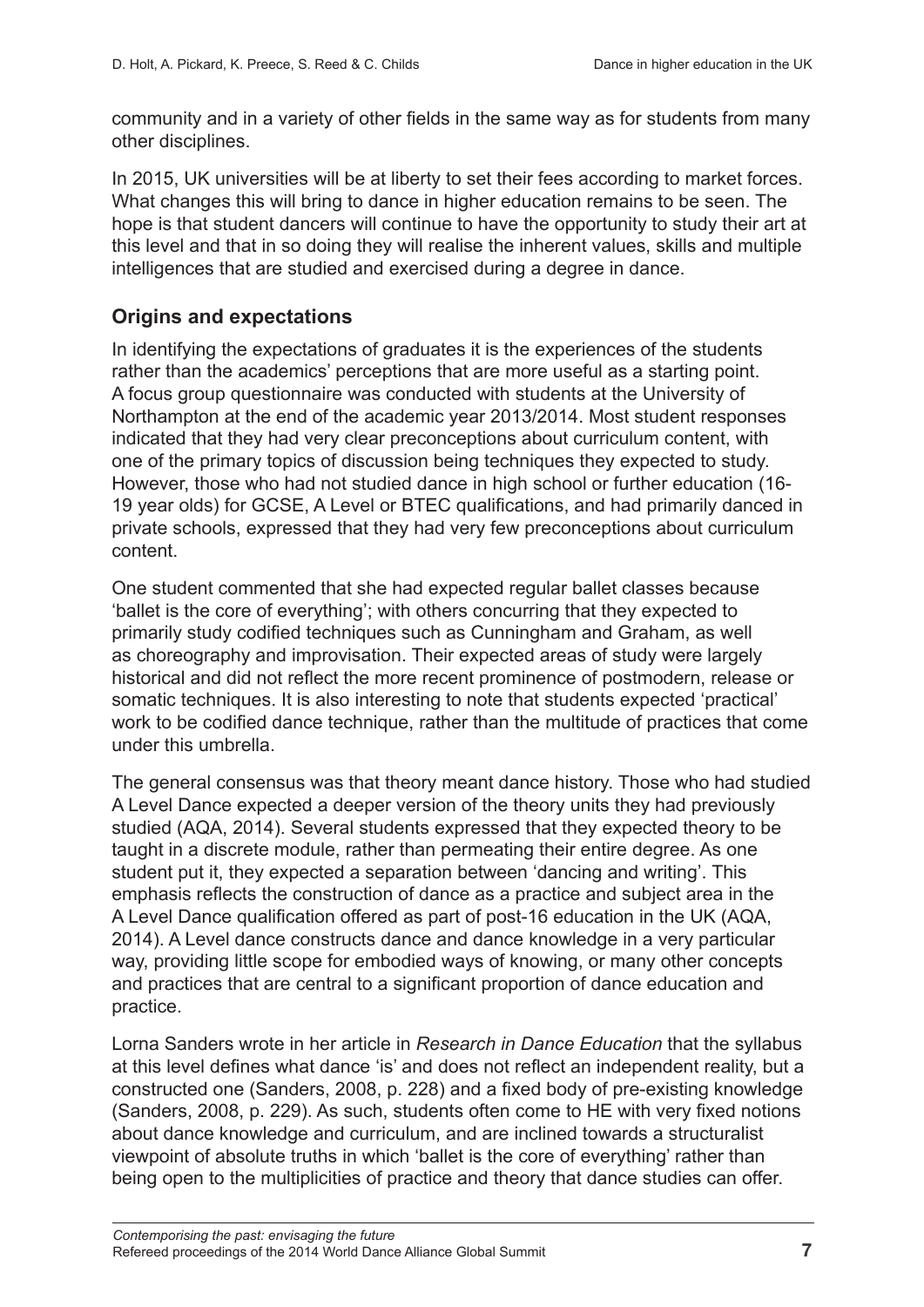community and in a variety of other fields in the same way as for students from many other disciplines.

In 2015, UK universities will be at liberty to set their fees according to market forces. What changes this will bring to dance in higher education remains to be seen. The hope is that student dancers will continue to have the opportunity to study their art at this level and that in so doing they will realise the inherent values, skills and multiple intelligences that are studied and exercised during a degree in dance.

## Origins and expectations

In identifying the expectations of graduates it is the experiences of the students rather than the academics' perceptions that are more useful as a starting point. A focus group questionnaire was conducted with students at the University of Northampton at the end of the academic year 2013/2014. Most student responses indicated that they had very clear preconceptions about curriculum content, with one of the primary topics of discussion being techniques they expected to study. However, those who had not studied dance in high school or further education (16-19 year olds) for GCSE, A Level or BTEC qualifications, and had primarily danced in private schools, expressed that they had very few preconceptions about curriculum content.

One student commented that she had expected regular ballet classes because 'ballet is the core of everything'; with others concurring that they expected to primarily study codified techniques such as Cunningham and Graham, as well as choreography and improvisation. Their expected areas of study were largely historical and did not reflect the more recent prominence of postmodern, release or somatic techniques. It is also interesting to note that students expected 'practical' work to be codified dance technique, rather than the multitude of practices that come under this umbrella.

The general consensus was that theory meant dance history. Those who had studied A Level Dance expected a deeper version of the theory units they had previously studied (AQA, 2014). Several students expressed that they expected theory to be taught in a discrete module, rather than permeating their entire degree. As one student put it, they expected a separation between 'dancing and writing'. This emphasis reflects the construction of dance as a practice and subject area in the A Level Dance qualification offered as part of post-16 education in the UK (AQA, 2014). A Level dance constructs dance and dance knowledge in a very particular way, providing little scope for embodied ways of knowing, or many other concepts and practices that are central to a significant proportion of dance education and practice.

Lorna Sanders wrote in her article in *Research in Dance Education* that the syllabus at this level defines what dance 'is' and does not reflect an independent reality, but a constructed one (Sanders, 2008, p. 228) and a fixed body of pre-existing knowledge (Sanders, 2008, p. 229). As such, students often come to HE with very fixed notions about dance knowledge and curriculum, and are inclined towards a structuralist viewpoint of absolute truths in which 'ballet is the core of everything' rather than being open to the multiplicities of practice and theory that dance studies can offer.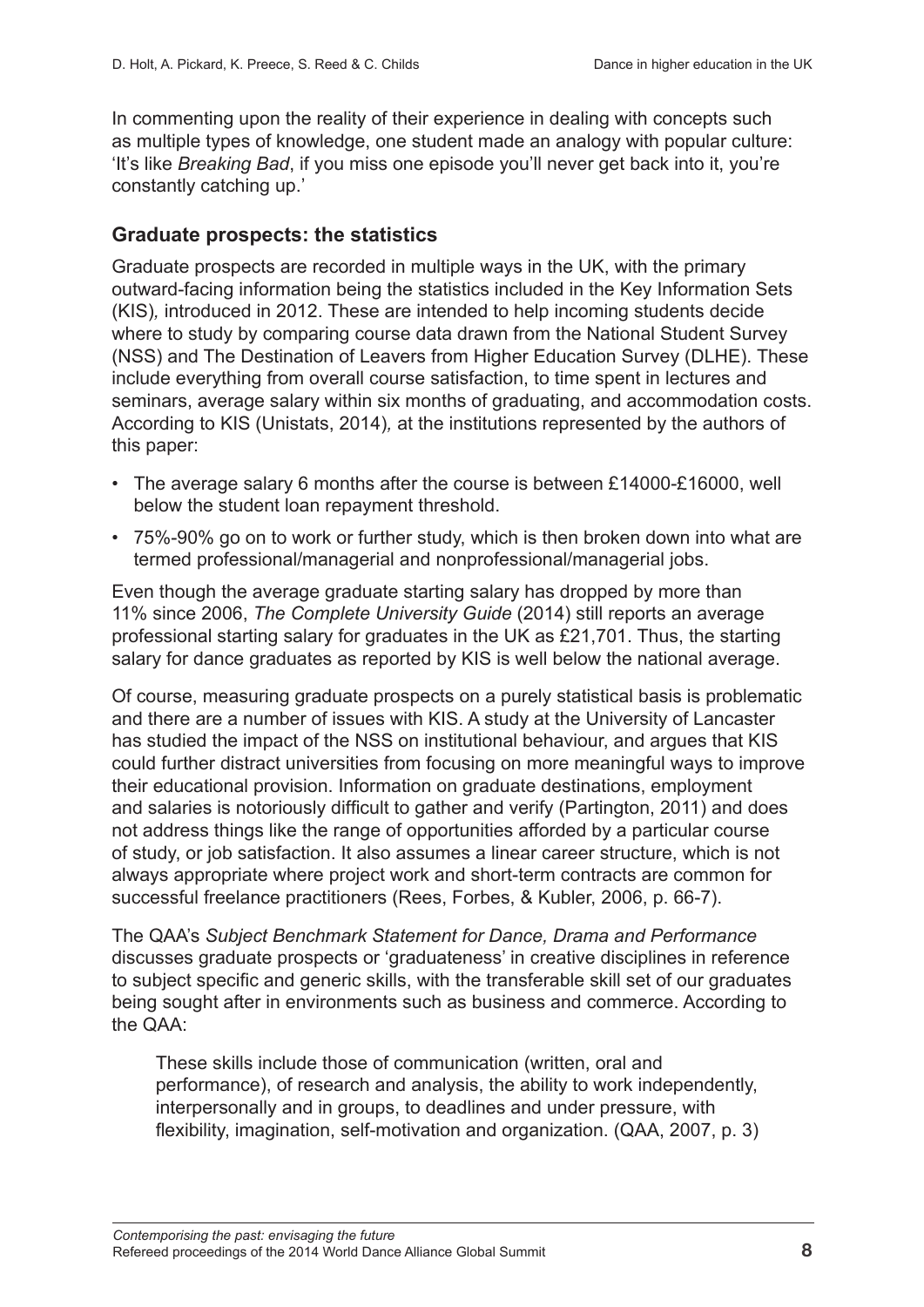In commenting upon the reality of their experience in dealing with concepts such as multiple types of knowledge, one student made an analogy with popular culture: 'It's like *Breaking Bad*, if you miss one episode you'll never get back into it, you're constantly catching up.'

## Graduate prospects: the statistics

Graduate prospects are recorded in multiple ways in the UK, with the primary outward-facing information being the statistics included in the Key Information Sets (KIS), introduced in 2012. These are intended to help incoming students decide where to study by comparing course data drawn from the National Student Survey (NSS) and The Destination of Leavers from Higher Education Survey (DLHE). These include everything from overall course satisfaction, to time spent in lectures and seminars, average salary within six months of graduating, and accommodation costs. According to KIS (Unistats, 2014), at the institutions represented by the authors of this paper:

- The average salary 6 months after the course is between £14000-£16000, well below the student loan repayment threshold.
- 75%-90% go on to work or further study, which is then broken down into what are termed professional/managerial and nonprofessional/managerial jobs.

Even though the average graduate starting salary has dropped by more than 11% since 2006, *The Complete University Guide* (2014) still reports an average professional starting salary for graduates in the UK as £21,701. Thus, the starting salary for dance graduates as reported by KIS is well below the national average.

Of course, measuring graduate prospects on a purely statistical basis is problematic and there are a number of issues with KIS. A study at the University of Lancaster has studied the impact of the NSS on institutional behaviour, and argues that KIS could further distract universities from focusing on more meaningful ways to improve their educational provision. Information on graduate destinations, employment and salaries is notoriously difficult to gather and verify (Partington, 2011) and does not address things like the range of opportunities afforded by a particular course of study, or job satisfaction. It also assumes a linear career structure, which is not always appropriate where project work and short-term contracts are common for successful freelance practitioners (Rees, Forbes, & Kubler, 2006, p. 66-7).

The QAA's *Subject Benchmark Statement for Dance, Drama and Performance* discusses graduate prospects or 'graduateness' in creative disciplines in reference to subject specific and generic skills, with the transferable skill set of our graduates being sought after in environments such as business and commerce. According to the QAA:

> These skills include those of communication (written, oral and performance), of research and analysis, the ability to work independently, interpersonally and in groups, to deadlines and under pressure, with flexibility, imagination, self-motivation and organization. (QAA, 2007, p. 3)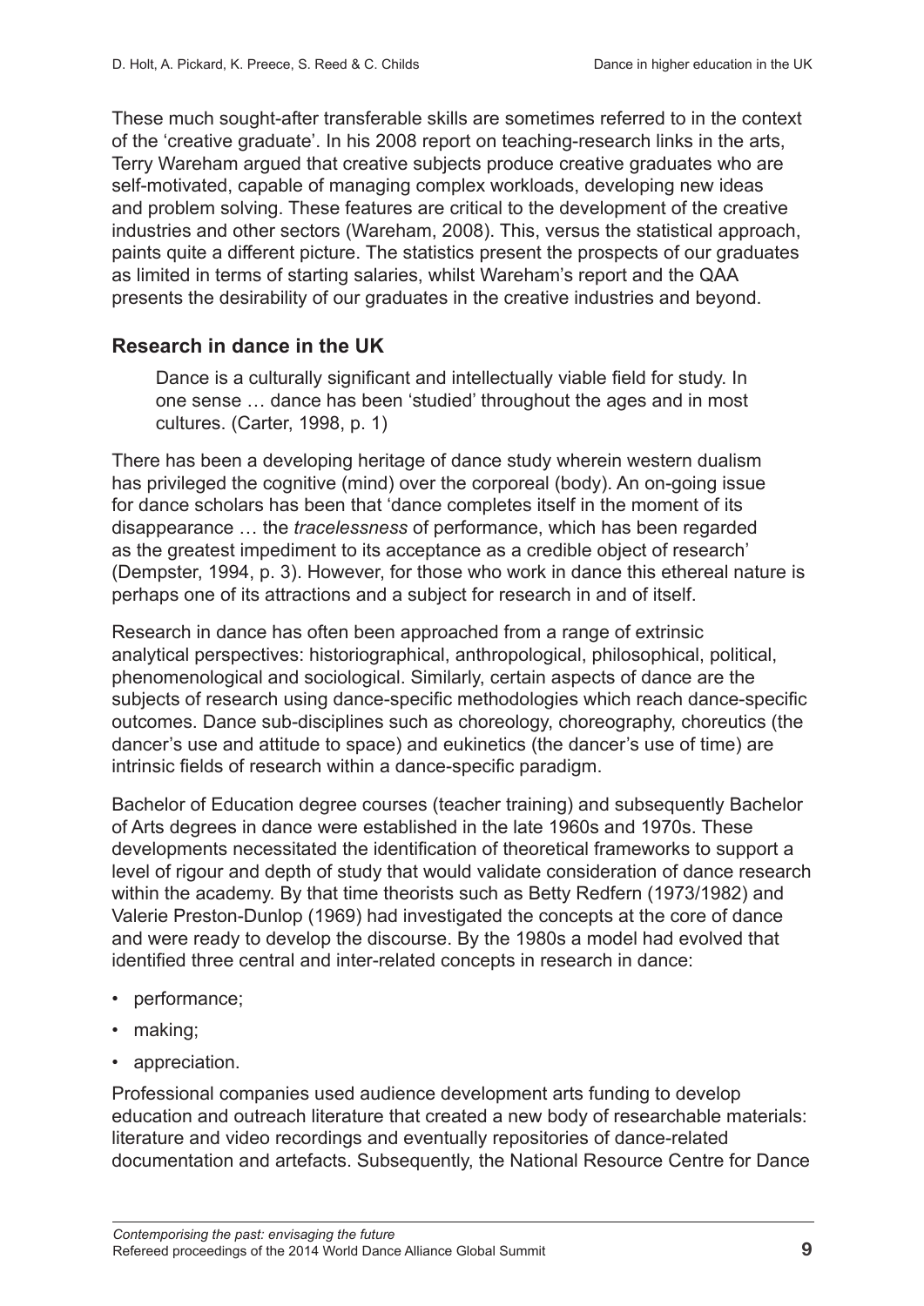These much sought-after transferable skills are sometimes referred to in the context of the 'creative graduate'. In his 2008 report on teaching-research links in the arts, Terry Wareham argued that creative subjects produce creative graduates who are self-motivated, capable of managing complex workloads, developing new ideas and problem solving. These features are critical to the development of the creative industries and other sectors (Wareham, 2008). This, versus the statistical approach, paints quite a different picture. The statistics present the prospects of our graduates as limited in terms of starting salaries, whilst Wareham's report and the QAA presents the desirability of our graduates in the creative industries and beyond.

## Research in dance in the UK

> Dance is a culturally significant and intellectually viable field for study. In one sense … dance has been 'studied' throughout the ages and in most cultures. (Carter, 1998, p. 1)

There has been a developing heritage of dance study wherein western dualism has privileged the cognitive (mind) over the corporeal (body). An on-going issue for dance scholars has been that 'dance completes itself in the moment of its disappearance … the *tracelessness* of performance, which has been regarded as the greatest impediment to its acceptance as a credible object of research' (Dempster, 1994, p. 3). However, for those who work in dance this ethereal nature is perhaps one of its attractions and a subject for research in and of itself.

Research in dance has often been approached from a range of extrinsic analytical perspectives: historiographical, anthropological, philosophical, political, phenomenological and sociological. Similarly, certain aspects of dance are the subjects of research using dance-specific methodologies which reach dance-specific outcomes. Dance sub-disciplines such as choreology, choreography, choreutics (the dancer's use and attitude to space) and eukinetics (the dancer's use of time) are intrinsic fields of research within a dance-specific paradigm.

Bachelor of Education degree courses (teacher training) and subsequently Bachelor of Arts degrees in dance were established in the late 1960s and 1970s. These developments necessitated the identification of theoretical frameworks to support a level of rigour and depth of study that would validate consideration of dance research within the academy. By that time theorists such as Betty Redfern (1973/1982) and Valerie Preston-Dunlop (1969) had investigated the concepts at the core of dance and were ready to develop the discourse. By the 1980s a model had evolved that identified three central and inter-related concepts in research in dance:

- performance;
- making;
- appreciation.

Professional companies used audience development arts funding to develop education and outreach literature that created a new body of researchable materials: literature and video recordings and eventually repositories of dance-related documentation and artefacts. Subsequently, the National Resource Centre for Dance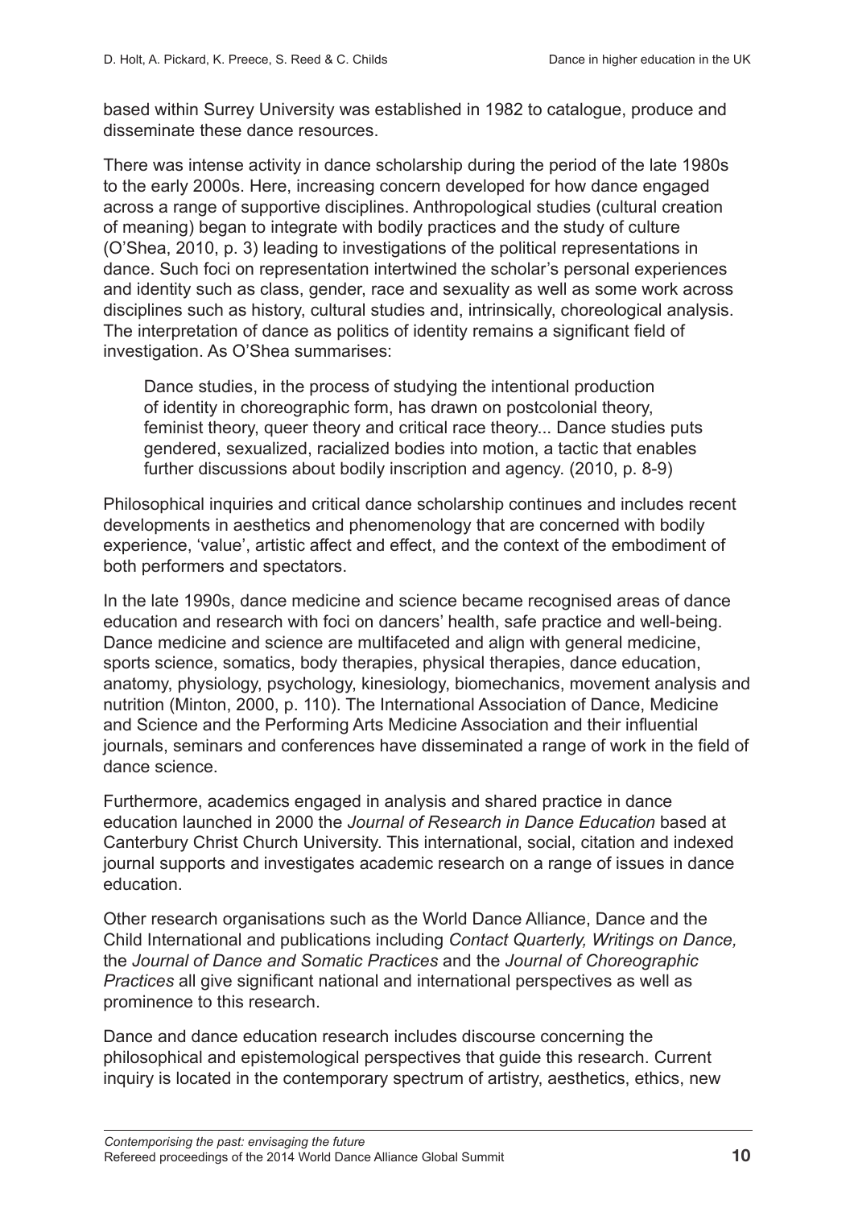based within Surrey University was established in 1982 to catalogue, produce and disseminate these dance resources.

There was intense activity in dance scholarship during the period of the late 1980s to the early 2000s. Here, increasing concern developed for how dance engaged across a range of supportive disciplines. Anthropological studies (cultural creation of meaning) began to integrate with bodily practices and the study of culture (O'Shea, 2010, p. 3) leading to investigations of the political representations in dance. Such foci on representation intertwined the scholar's personal experiences and identity such as class, gender, race and sexuality as well as some work across disciplines such as history, cultural studies and, intrinsically, choreological analysis. The interpretation of dance as politics of identity remains a significant field of investigation. As O'Shea summarises:

> Dance studies, in the process of studying the intentional production of identity in choreographic form, has drawn on postcolonial theory, feminist theory, queer theory and critical race theory... Dance studies puts gendered, sexualized, racialized bodies into motion, a tactic that enables further discussions about bodily inscription and agency. (2010, p. 8-9)

Philosophical inquiries and critical dance scholarship continues and includes recent developments in aesthetics and phenomenology that are concerned with bodily experience, 'value', artistic affect and effect, and the context of the embodiment of both performers and spectators.

In the late 1990s, dance medicine and science became recognised areas of dance education and research with foci on dancers' health, safe practice and well-being. Dance medicine and science are multifaceted and align with general medicine, sports science, somatics, body therapies, physical therapies, dance education, anatomy, physiology, psychology, kinesiology, biomechanics, movement analysis and nutrition (Minton, 2000, p. 110). The International Association of Dance, Medicine and Science and the Performing Arts Medicine Association and their influential journals, seminars and conferences have disseminated a range of work in the field of dance science.

Furthermore, academics engaged in analysis and shared practice in dance education launched in 2000 the *Journal of Research in Dance Education* based at Canterbury Christ Church University. This international, social, citation and indexed journal supports and investigates academic research on a range of issues in dance education.

Other research organisations such as the World Dance Alliance, Dance and the Child International and publications including *Contact Quarterly, Writings on Dance,* the *Journal of Dance and Somatic Practices* and the *Journal of Choreographic Practices* all give significant national and international perspectives as well as prominence to this research.

Dance and dance education research includes discourse concerning the philosophical and epistemological perspectives that guide this research. Current inquiry is located in the contemporary spectrum of artistry, aesthetics, ethics, new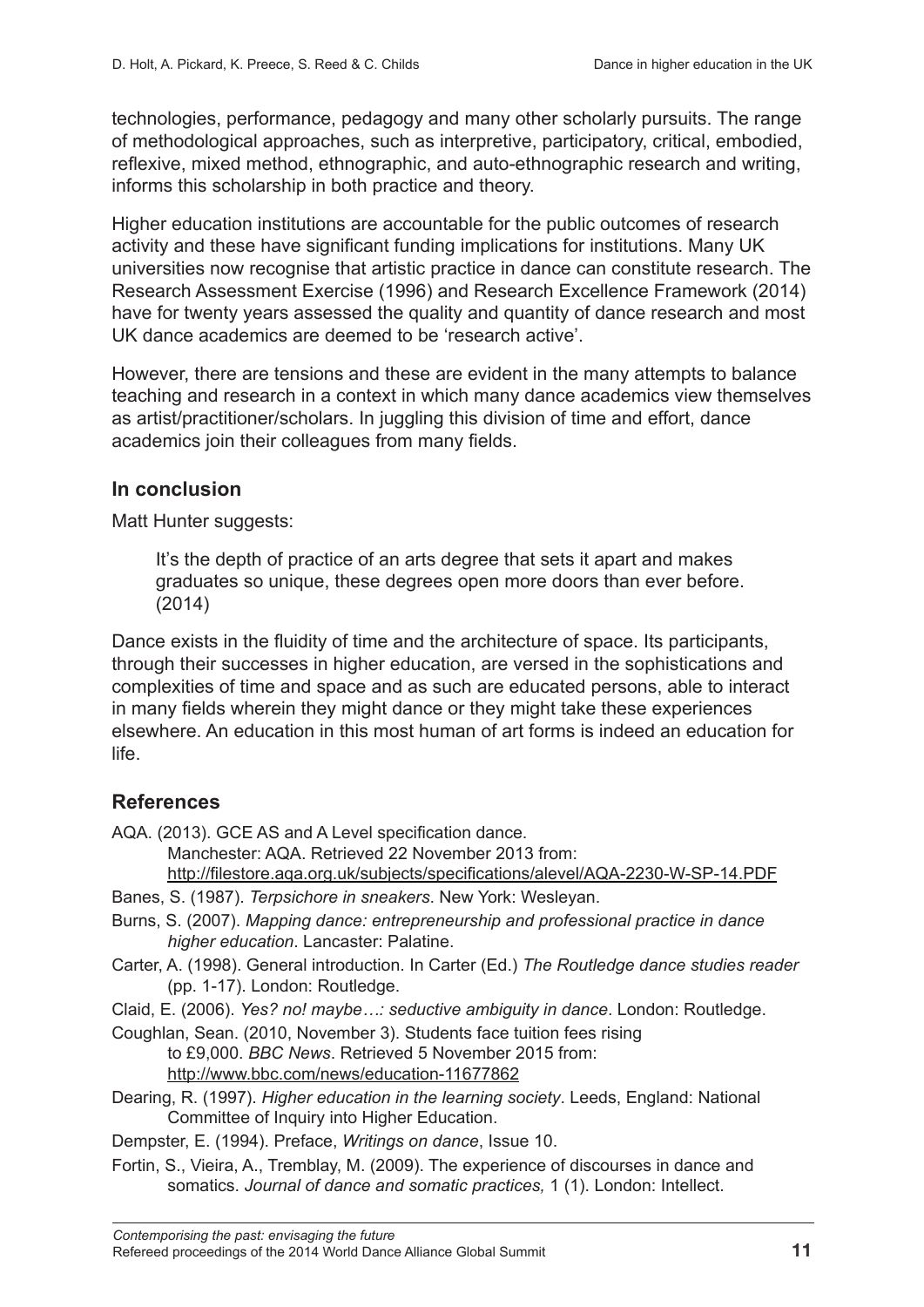technologies, performance, pedagogy and many other scholarly pursuits. The range of methodological approaches, such as interpretive, participatory, critical, embodied, reflexive, mixed method, ethnographic, and auto-ethnographic research and writing, informs this scholarship in both practice and theory.

Higher education institutions are accountable for the public outcomes of research activity and these have significant funding implications for institutions. Many UK universities now recognise that artistic practice in dance can constitute research. The Research Assessment Exercise (1996) and Research Excellence Framework (2014) have for twenty years assessed the quality and quantity of dance research and most UK dance academics are deemed to be 'research active'.

However, there are tensions and these are evident in the many attempts to balance teaching and research in a context in which many dance academics view themselves as artist/practitioner/scholars. In juggling this division of time and effort, dance academics join their colleagues from many fields.

## In conclusion

Matt Hunter suggests:

> It's the depth of practice of an arts degree that sets it apart and makes graduates so unique, these degrees open more doors than ever before. (2014)

Dance exists in the fluidity of time and the architecture of space. Its participants, through their successes in higher education, are versed in the sophistications and complexities of time and space and as such are educated persons, able to interact in many fields wherein they might dance or they might take these experiences elsewhere. An education in this most human of art forms is indeed an education for life.

## References

AQA. (2013). GCE AS and A Level specification dance. Manchester: AQA. Retrieved 22 November 2013 from: http://filestore.aqa.org.uk/subjects/specifications/alevel/AQA-2230-W-SP-14.PDF

Banes, S. (1987). *Terpsichore in sneakers*. New York: Wesleyan.

Burns, S. (2007). *Mapping dance: entrepreneurship and professional practice in dance higher education*. Lancaster: Palatine.

Carter, A. (1998). General introduction. In Carter (Ed.) *The Routledge dance studies reader* (pp. 1-17). London: Routledge.

Claid, E. (2006). *Yes? no! maybe…: seductive ambiguity in dance*. London: Routledge.

Coughlan, Sean. (2010, November 3). Students face tuition fees rising to £9,000. *BBC News*. Retrieved 5 November 2015 from: http://www.bbc.com/news/education-11677862

Dearing, R. (1997). *Higher education in the learning society*. Leeds, England: National Committee of Inquiry into Higher Education.

Dempster, E. (1994). Preface, *Writings on dance*, Issue 10.

Fortin, S., Vieira, A., Tremblay, M. (2009). The experience of discourses in dance and somatics. *Journal of dance and somatic practices,* 1 (1). London: Intellect.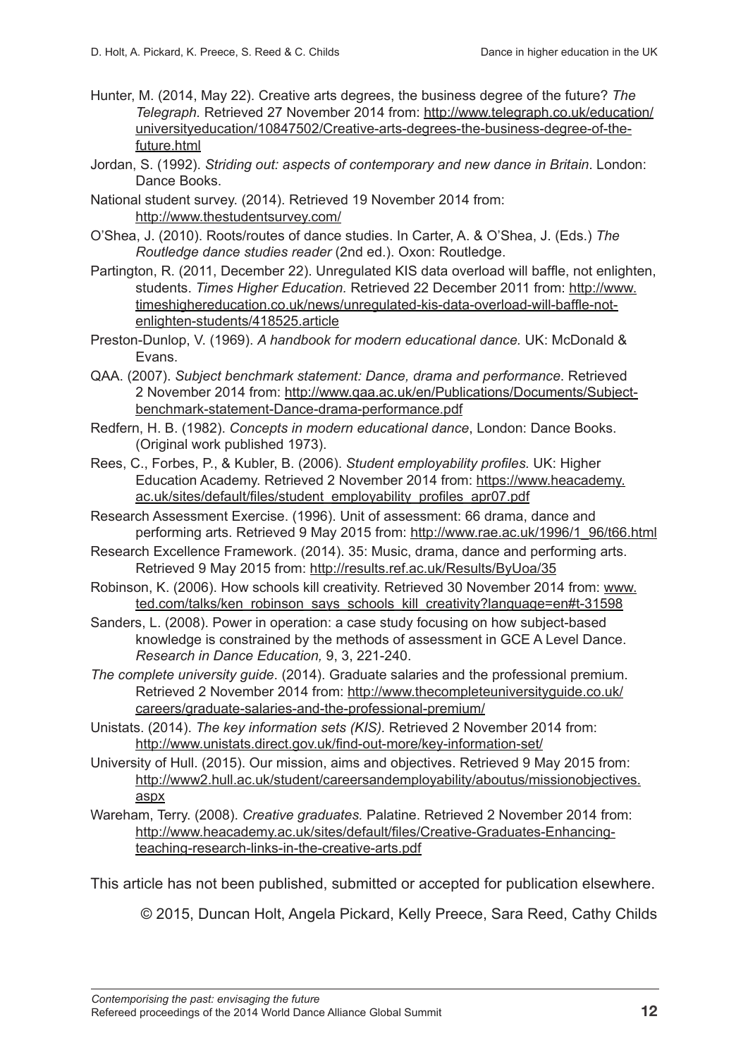Hunter, M. (2014, May 22). Creative arts degrees, the business degree of the future? *The Telegraph.* Retrieved 27 November 2014 from: http://www.telegraph.co.uk/education/universityeducation/10847502/Creative-arts-degrees-the-business-degree-of-the-future.html

Jordan, S. (1992). *Striding out: aspects of contemporary and new dance in Britain*. London: Dance Books.

National student survey. (2014). Retrieved 19 November 2014 from: http://www.thestudentsurvey.com/

O'Shea, J. (2010). Roots/routes of dance studies. In Carter, A. & O'Shea, J. (Eds.) *The Routledge dance studies reader* (2nd ed.). Oxon: Routledge.

Partington, R. (2011, December 22). Unregulated KIS data overload will baffle, not enlighten, students. *Times Higher Education.* Retrieved 22 December 2011 from: http://www.timeshighereducation.co.uk/news/unregulated-kis-data-overload-will-baffle-not-enlighten-students/418525.article

Preston-Dunlop, V. (1969). *A handbook for modern educational dance.* UK: McDonald & Evans.

QAA. (2007). *Subject benchmark statement: Dance, drama and performance*. Retrieved 2 November 2014 from: http://www.qaa.ac.uk/en/Publications/Documents/Subject-benchmark-statement-Dance-drama-performance.pdf

Redfern, H. B. (1982). *Concepts in modern educational dance*, London: Dance Books. (Original work published 1973).

Rees, C., Forbes, P., & Kubler, B. (2006). *Student employability profiles.* UK: Higher Education Academy. Retrieved 2 November 2014 from: https://www.heacademy.ac.uk/sites/default/files/student_employability_profiles_apr07.pdf

Research Assessment Exercise. (1996). Unit of assessment: 66 drama, dance and performing arts. Retrieved 9 May 2015 from: http://www.rae.ac.uk/1996/1_96/t66.html

Research Excellence Framework. (2014). 35: Music, drama, dance and performing arts. Retrieved 9 May 2015 from: http://results.ref.ac.uk/Results/ByUoa/35

Robinson, K. (2006). How schools kill creativity. Retrieved 30 November 2014 from: www.ted.com/talks/ken_robinson_says_schools_kill_creativity?language=en#t-31598

Sanders, L. (2008). Power in operation: a case study focusing on how subject-based knowledge is constrained by the methods of assessment in GCE A Level Dance. *Research in Dance Education,* 9, 3, 221-240.

*The complete university guide.* (2014). Graduate salaries and the professional premium. Retrieved 2 November 2014 from: http://www.thecompleteuniversityguide.co.uk/careers/graduate-salaries-and-the-professional-premium/

Unistats. (2014). *The key information sets (KIS).* Retrieved 2 November 2014 from: http://www.unistats.direct.gov.uk/find-out-more/key-information-set/

University of Hull. (2015). Our mission, aims and objectives. Retrieved 9 May 2015 from: http://www2.hull.ac.uk/student/careersandemployability/aboutus/missionobjectives.aspx

Wareham, Terry. (2008). *Creative graduates.* Palatine. Retrieved 2 November 2014 from: http://www.heacademy.ac.uk/sites/default/files/Creative-Graduates-Enhancing-teaching-research-links-in-the-creative-arts.pdf

This article has not been published, submitted or accepted for publication elsewhere.

© 2015, Duncan Holt, Angela Pickard, Kelly Preece, Sara Reed, Cathy Childs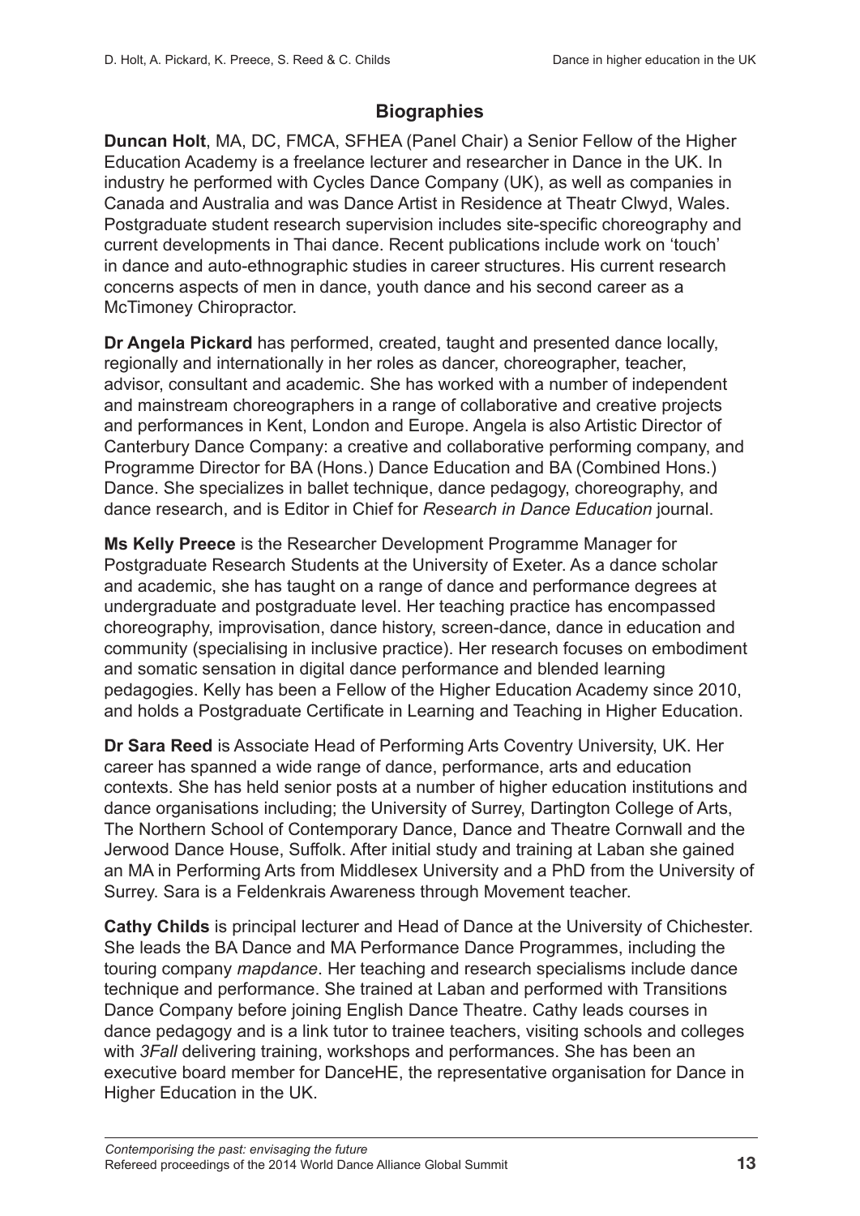## Biographies

**Duncan Holt**, MA, DC, FMCA, SFHEA (Panel Chair) a Senior Fellow of the Higher Education Academy is a freelance lecturer and researcher in Dance in the UK. In industry he performed with Cycles Dance Company (UK), as well as companies in Canada and Australia and was Dance Artist in Residence at Theatr Clwyd, Wales. Postgraduate student research supervision includes site-specific choreography and current developments in Thai dance. Recent publications include work on 'touch' in dance and auto-ethnographic studies in career structures. His current research concerns aspects of men in dance, youth dance and his second career as a McTimoney Chiropractor.

**Dr Angela Pickard** has performed, created, taught and presented dance locally, regionally and internationally in her roles as dancer, choreographer, teacher, advisor, consultant and academic. She has worked with a number of independent and mainstream choreographers in a range of collaborative and creative projects and performances in Kent, London and Europe. Angela is also Artistic Director of Canterbury Dance Company: a creative and collaborative performing company, and Programme Director for BA (Hons.) Dance Education and BA (Combined Hons.) Dance. She specializes in ballet technique, dance pedagogy, choreography, and dance research, and is Editor in Chief for *Research in Dance Education* journal.

**Ms Kelly Preece** is the Researcher Development Programme Manager for Postgraduate Research Students at the University of Exeter. As a dance scholar and academic, she has taught on a range of dance and performance degrees at undergraduate and postgraduate level. Her teaching practice has encompassed choreography, improvisation, dance history, screen-dance, dance in education and community (specialising in inclusive practice). Her research focuses on embodiment and somatic sensation in digital dance performance and blended learning pedagogies. Kelly has been a Fellow of the Higher Education Academy since 2010, and holds a Postgraduate Certificate in Learning and Teaching in Higher Education.

**Dr Sara Reed** is Associate Head of Performing Arts Coventry University, UK. Her career has spanned a wide range of dance, performance, arts and education contexts. She has held senior posts at a number of higher education institutions and dance organisations including; the University of Surrey, Dartington College of Arts, The Northern School of Contemporary Dance, Dance and Theatre Cornwall and the Jerwood Dance House, Suffolk. After initial study and training at Laban she gained an MA in Performing Arts from Middlesex University and a PhD from the University of Surrey. Sara is a Feldenkrais Awareness through Movement teacher.

**Cathy Childs** is principal lecturer and Head of Dance at the University of Chichester. She leads the BA Dance and MA Performance Dance Programmes, including the touring company *mapdance*. Her teaching and research specialisms include dance technique and performance. She trained at Laban and performed with Transitions Dance Company before joining English Dance Theatre. Cathy leads courses in dance pedagogy and is a link tutor to trainee teachers, visiting schools and colleges with *3Fall* delivering training, workshops and performances. She has been an executive board member for DanceHE, the representative organisation for Dance in Higher Education in the UK.